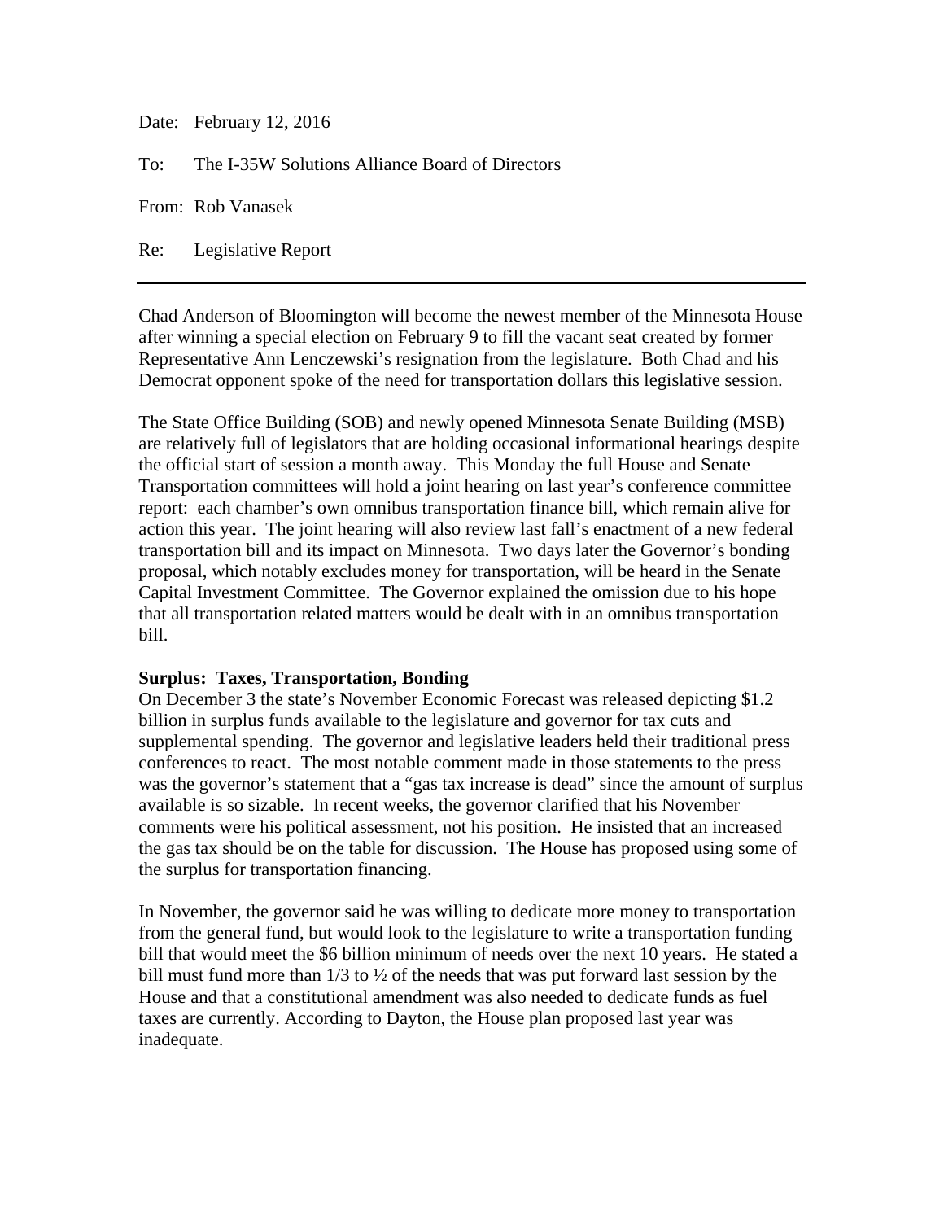Date: February 12, 2016

To: The I-35W Solutions Alliance Board of Directors

From: Rob Vanasek

Re: Legislative Report

---

Chad Anderson of Bloomington will become the newest member of the Minnesota House after winning a special election on February 9 to fill the vacant seat created by former Representative Ann Lenczewski's resignation from the legislature. Both Chad and his Democrat opponent spoke of the need for transportation dollars this legislative session.

The State Office Building (SOB) and newly opened Minnesota Senate Building (MSB) are relatively full of legislators that are holding occasional informational hearings despite the official start of session a month away. This Monday the full House and Senate Transportation committees will hold a joint hearing on last year's conference committee report: each chamber's own omnibus transportation finance bill, which remain alive for action this year. The joint hearing will also review last fall's enactment of a new federal transportation bill and its impact on Minnesota. Two days later the Governor's bonding proposal, which notably excludes money for transportation, will be heard in the Senate Capital Investment Committee. The Governor explained the omission due to his hope that all transportation related matters would be dealt with in an omnibus transportation bill.

**Surplus: Taxes, Transportation, Bonding**

On December 3 the state's November Economic Forecast was released depicting $1.2 billion in surplus funds available to the legislature and governor for tax cuts and supplemental spending. The governor and legislative leaders held their traditional press conferences to react. The most notable comment made in those statements to the press was the governor's statement that a "gas tax increase is dead" since the amount of surplus available is so sizable. In recent weeks, the governor clarified that his November comments were his political assessment, not his position. He insisted that an increased the gas tax should be on the table for discussion. The House has proposed using some of the surplus for transportation financing.

In November, the governor said he was willing to dedicate more money to transportation from the general fund, but would look to the legislature to write a transportation funding bill that would meet the $6 billion minimum of needs over the next 10 years. He stated a bill must fund more than 1/3 to ½ of the needs that was put forward last session by the House and that a constitutional amendment was also needed to dedicate funds as fuel taxes are currently. According to Dayton, the House plan proposed last year was inadequate.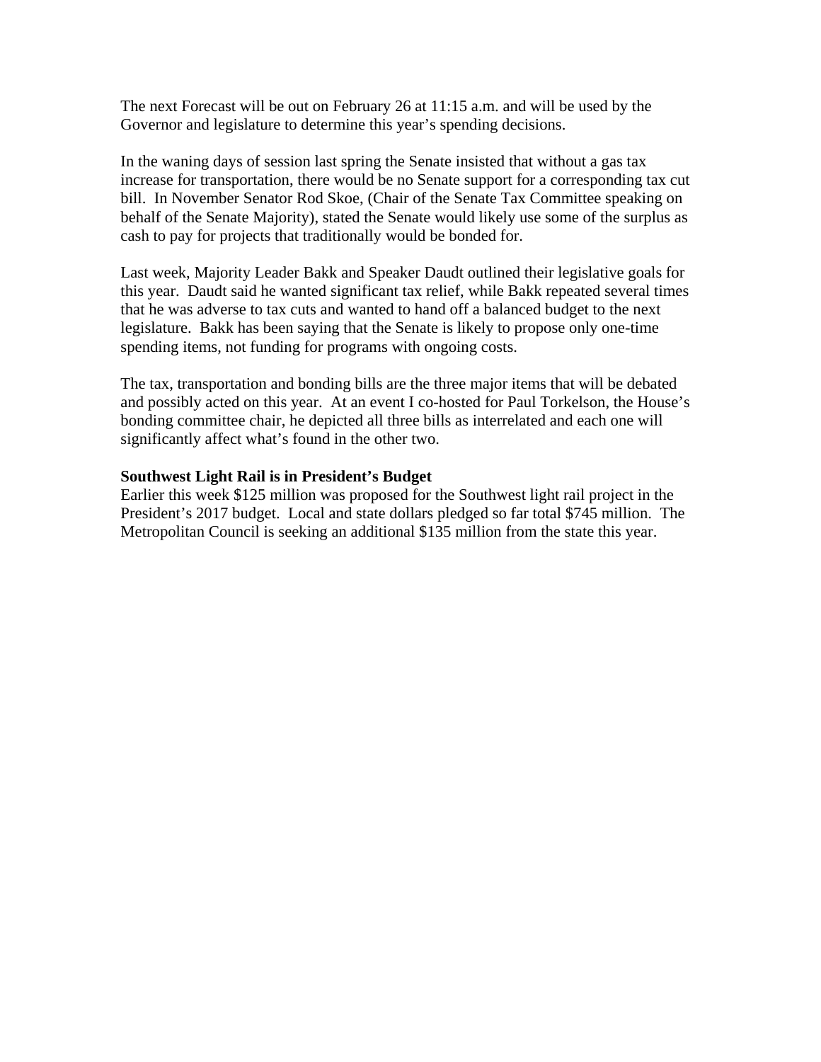The next Forecast will be out on February 26 at 11:15 a.m. and will be used by the Governor and legislature to determine this year's spending decisions.

In the waning days of session last spring the Senate insisted that without a gas tax increase for transportation, there would be no Senate support for a corresponding tax cut bill. In November Senator Rod Skoe, (Chair of the Senate Tax Committee speaking on behalf of the Senate Majority), stated the Senate would likely use some of the surplus as cash to pay for projects that traditionally would be bonded for.

Last week, Majority Leader Bakk and Speaker Daudt outlined their legislative goals for this year. Daudt said he wanted significant tax relief, while Bakk repeated several times that he was adverse to tax cuts and wanted to hand off a balanced budget to the next legislature. Bakk has been saying that the Senate is likely to propose only one-time spending items, not funding for programs with ongoing costs.

The tax, transportation and bonding bills are the three major items that will be debated and possibly acted on this year. At an event I co-hosted for Paul Torkelson, the House's bonding committee chair, he depicted all three bills as interrelated and each one will significantly affect what's found in the other two.

**Southwest Light Rail is in President's Budget**

Earlier this week $125 million was proposed for the Southwest light rail project in the President's 2017 budget. Local and state dollars pledged so far total $745 million. The Metropolitan Council is seeking an additional $135 million from the state this year.